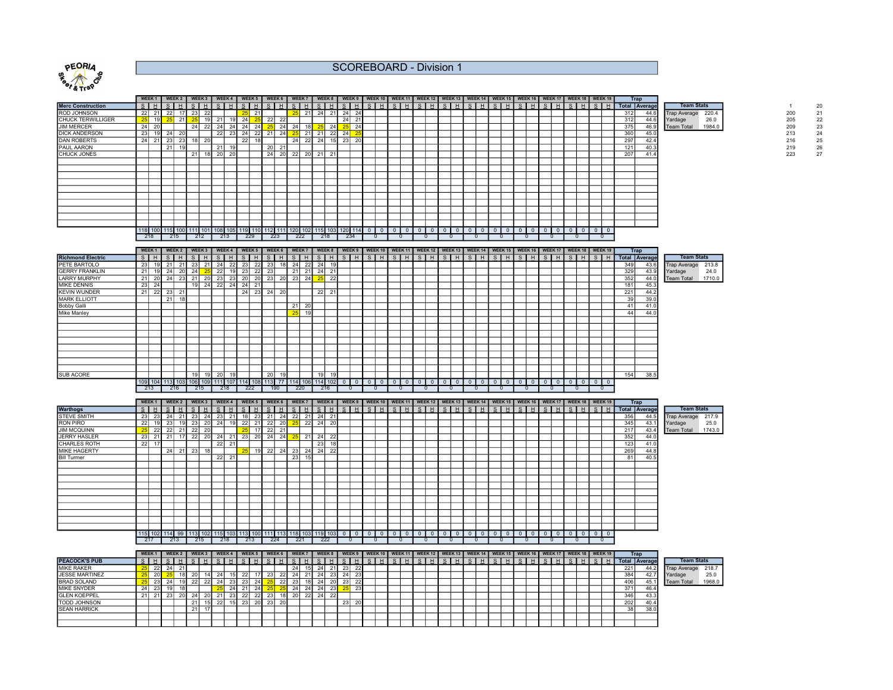# SCOREBOARD - Division 1

| | WEEK 1 | | WEEK 2 | | WEEK 3 | | WEEK 4 | | WEEK 5 | | WEEK 6 | | WEEK 7 | | WEEK 8 | | WEEK 9 | | WEEK 10 | | WEEK 11 | | WEEK 12 | | WEEK 13 | | WEEK 14 | | WEEK 15 | | WEEK 16 | | WEEK 17 | | WEEK 18 | | WEEK 19 | | Trap | |
|---|---|---|---|---|---|---|---|---|---|---|---|---|---|---|---|---|---|---|---|---|---|---|---|---|---|---|---|---|---|---|---|---|---|---|---|---|---|---|---|---|
| **Merc Construction** | S | H | S | H | S | H | S | H | S | H | S | H | S | H | S | H | S | H | S | H | S | H | S | H | S | H | S | H | S | H | S | H | S | H | S | H | S | H | Total | Average |
| ROD JOHNSON | 22 | 21 | 22 | 17 | 23 | 22 | | | 25 | 21 | | | 25 | 21 | 24 | 21 | 24 | 24 | | | | | | | | | | | | | | | | | | | | | 312 | 44.6 |
| CHUCK TERWILLIGER | 25 | 19 | 25 | 21 | 25 | 19 | 21 | 19 | 24 | 25 | 22 | 22 | | | | | 24 | 21 | | | | | | | | | | | | | | | | | | | | | 312 | 44.6 |
| JIM MERCER | 24 | 20 | | | 24 | 22 | 24 | 24 | 24 | 24 | 25 | 24 | 24 | 18 | 25 | 24 | 25 | 24 | | | | | | | | | | | | | | | | | | | | | 375 | 46.9 |
| DICK ANDERSON | 23 | 19 | 24 | 20 | | | 22 | 23 | 24 | 22 | 21 | 24 | 25 | 21 | 21 | 22 | 24 | 25 | | | | | | | | | | | | | | | | | | | | | 360 | 45.0 |
| DAN ROBERTS | 24 | 21 | 23 | 23 | 18 | 20 | | | 22 | 18 | | | 24 | 22 | 24 | 15 | 23 | 20 | | | | | | | | | | | | | | | | | | | | | 297 | 42.4 |
| PAUL AARON | | | 21 | 19 | | | 21 | 19 | | | 20 | 21 | | | | | | | | | | | | | | | | | | | | | | | | | | | 121 | 40.3 |
| CHUCK JONES | | | | | 21 | 18 | 20 | 20 | | | 24 | 20 | 22 | 20 | 21 | 21 | | | | | | | | | | | | | | | | | | | | | | | 207 | 41.4 |
| | 118 | 100 | 115 | 100 | 111 | 101 | 108 | 105 | 119 | 110 | 112 | 111 | 120 | 102 | 115 | 103 | 120 | 114 | 0 | 0 | 0 | 0 | 0 | 0 | 0 | 0 | 0 | 0 | 0 | 0 | 0 | 0 | 0 | 0 | 0 | 0 | 0 | 0 | | |
| | 218 | | 215 | | 212 | | 213 | | 229 | | 223 | | 222 | | 218 | | 234 | | 0 | | 0 | | 0 | | 0 | | 0 | | 0 | | 0 | | 0 | | 0 | | 0 | | | |

| Team Stats | |
|---|---|
| Trap Average | 220.4 |
| Yardage | 26.0 |
| Team Total | 1984.0 |

| | |
|---|---|
| 1 | 20 |
| 200 | 21 |
| 205 | 22 |
| 209 | 23 |
| 213 | 24 |
| 216 | 25 |
| 219 | 26 |
| 223 | 27 |

| | WEEK 1 | | WEEK 2 | | WEEK 3 | | WEEK 4 | | WEEK 5 | | WEEK 6 | | WEEK 7 | | WEEK 8 | | WEEK 9 | | WEEK 10 | | WEEK 11 | | WEEK 12 | | WEEK 13 | | WEEK 14 | | WEEK 15 | | WEEK 16 | | WEEK 17 | | WEEK 18 | | WEEK 19 | | Trap | |
|---|---|---|---|---|---|---|---|---|---|---|---|---|---|---|---|---|---|---|---|---|---|---|---|---|---|---|---|---|---|---|---|---|---|---|---|---|---|---|---|---|
| **Richmond Electric** | S | H | S | H | S | H | S | H | S | H | S | H | S | H | S | H | S | H | S | H | S | H | S | H | S | H | S | H | S | H | S | H | S | H | S | H | S | H | Total | Average |
| PETE BARTOLO | 23 | 19 | 21 | 21 | 23 | 21 | 24 | 22 | 23 | 22 | 23 | 18 | 24 | 22 | 24 | 19 | | | | | | | | | | | | | | | | | | | | | | | 349 | 43.6 |
| GERRY FRANKLIN | 21 | 19 | 24 | 20 | 24 | 25 | 22 | 19 | 23 | 22 | 23 | | 21 | 21 | 24 | 21 | | | | | | | | | | | | | | | | | | | | | | | 329 | 43.9 |
| LARRY MURPHY | 21 | 20 | 24 | 23 | 21 | 20 | 23 | 23 | 20 | 20 | 23 | 20 | 23 | 24 | 25 | 22 | | | | | | | | | | | | | | | | | | | | | | | 352 | 44.0 |
| MIKE DENNIS | 23 | 24 | | | 19 | 24 | 22 | 24 | 24 | 21 | | | | | | | | | | | | | | | | | | | | | | | | | | | | | 181 | 45.3 |
| KEVIN WUNDER | 21 | 22 | 23 | 21 | | | | | 24 | 23 | 24 | 20 | | | 22 | 21 | | | | | | | | | | | | | | | | | | | | | | | 221 | 44.2 |
| MARK ELLIOTT | | | 21 | 18 | | | | | | | | | | | | | | | | | | | | | | | | | | | | | | | | | | | 39 | 39.0 |
| Bobby Galli | | | | | | | | | | | | | 21 | 20 | | | | | | | | | | | | | | | | | | | | | | | | | 41 | 41.0 |
| Mike Manley | | | | | | | | | | | | | 25 | 19 | | | | | | | | | | | | | | | | | | | | | | | | | 44 | 44.0 |
| SUB ACORE | | | | | 19 | 19 | 20 | 19 | | | 20 | 19 | | | 19 | 19 | | | | | | | | | | | | | | | | | | | | | | | 154 | 38.5 |
| | 109 | 104 | 113 | 103 | 106 | 109 | 111 | 107 | 114 | 108 | 113 | 77 | 114 | 106 | 114 | 102 | 0 | 0 | 0 | 0 | 0 | 0 | 0 | 0 | 0 | 0 | 0 | 0 | 0 | 0 | 0 | 0 | 0 | 0 | 0 | 0 | 0 | 0 | | |
| | 213 | | 216 | | 215 | | 218 | | 222 | | 190 | | 220 | | 216 | | 0 | | 0 | | 0 | | 0 | | 0 | | 0 | | 0 | | 0 | | 0 | | 0 | | 0 | | | |

| Team Stats | |
|---|---|
| Trap Average | 213.8 |
| Yardage | 24.0 |
| Team Total | 1710.0 |

| | WEEK 1 | | WEEK 2 | | WEEK 3 | | WEEK 4 | | WEEK 5 | | WEEK 6 | | WEEK 7 | | WEEK 8 | | WEEK 9 | | WEEK 10 | | WEEK 11 | | WEEK 12 | | WEEK 13 | | WEEK 14 | | WEEK 15 | | WEEK 16 | | WEEK 17 | | WEEK 18 | | WEEK 19 | | Trap | |
|---|---|---|---|---|---|---|---|---|---|---|---|---|---|---|---|---|---|---|---|---|---|---|---|---|---|---|---|---|---|---|---|---|---|---|---|---|---|---|---|---|
| **Warthogs** | S | H | S | H | S | H | S | H | S | H | S | H | S | H | S | H | S | H | S | H | S | H | S | H | S | H | S | H | S | H | S | H | S | H | S | H | S | H | Total | Average |
| STEVE SMITH | 23 | 23 | 24 | 21 | 23 | 24 | 23 | 21 | 18 | 23 | 21 | 24 | 22 | 21 | 24 | 21 | | | | | | | | | | | | | | | | | | | | | | | 356 | 44.5 |
| RON PIRO | 22 | 19 | 23 | 19 | 23 | 20 | 24 | 19 | 22 | 21 | 22 | 20 | 25 | 22 | 24 | 20 | | | | | | | | | | | | | | | | | | | | | | | 345 | 43.1 |
| JIM MCQUINN | 25 | 22 | 22 | 21 | 22 | 20 | | | 25 | 17 | 22 | 21 | | | | | | | | | | | | | | | | | | | | | | | | | | | 217 | 43.4 |
| JERRY HASLER | 23 | 21 | 21 | 17 | 22 | 20 | 24 | 21 | 23 | 20 | 24 | 24 | 25 | 21 | 24 | 22 | | | | | | | | | | | | | | | | | | | | | | | 352 | 44.0 |
| CHARLES ROTH | 22 | 17 | | | | | 22 | 21 | | | | | | | 23 | 18 | | | | | | | | | | | | | | | | | | | | | | | 123 | 41.0 |
| MIKE HAGERTY | | | 24 | 21 | 23 | 18 | | | 25 | 19 | 22 | 24 | 23 | 24 | 24 | 22 | | | | | | | | | | | | | | | | | | | | | | | 269 | 44.8 |
| Bill Turmer | | | | | | | 22 | 21 | | | | | 23 | 15 | | | | | | | | | | | | | | | | | | | | | | | | | 81 | 40.5 |
| | 115 | 102 | 114 | 99 | 113 | 102 | 115 | 103 | 113 | 100 | 111 | 113 | 118 | 103 | 119 | 103 | 0 | 0 | 0 | 0 | 0 | 0 | 0 | 0 | 0 | 0 | 0 | 0 | 0 | 0 | 0 | 0 | 0 | 0 | 0 | 0 | 0 | 0 | | |
| | 217 | | 213 | | 215 | | 218 | | 213 | | 224 | | 221 | | 222 | | 0 | | 0 | | 0 | | 0 | | 0 | | 0 | | 0 | | 0 | | 0 | | 0 | | 0 | | | |

| Team Stats | |
|---|---|
| Trap Average | 217.9 |
| Yardage | 25.0 |
| Team Total | 1743.0 |

| | WEEK 1 | | WEEK 2 | | WEEK 3 | | WEEK 4 | | WEEK 5 | | WEEK 6 | | WEEK 7 | | WEEK 8 | | WEEK 9 | | WEEK 10 | | WEEK 11 | | WEEK 12 | | WEEK 13 | | WEEK 14 | | WEEK 15 | | WEEK 16 | | WEEK 17 | | WEEK 18 | | WEEK 19 | | Trap | |
|---|---|---|---|---|---|---|---|---|---|---|---|---|---|---|---|---|---|---|---|---|---|---|---|---|---|---|---|---|---|---|---|---|---|---|---|---|---|---|---|---|
| **PEACOCK'S PUB** | S | H | S | H | S | H | S | H | S | H | S | H | S | H | S | H | S | H | S | H | S | H | S | H | S | H | S | H | S | H | S | H | S | H | S | H | S | H | Total | Average |
| MIKE RAKER | 25 | 22 | 24 | 21 | | | | | | | | | 24 | 15 | 24 | 21 | 23 | 22 | | | | | | | | | | | | | | | | | | | | | 221 | 44.2 |
| JESSE MARTINEZ | 25 | 20 | 25 | 18 | 20 | 14 | 24 | 15 | 22 | 17 | 23 | 22 | 24 | 21 | 24 | 23 | 24 | 23 | | | | | | | | | | | | | | | | | | | | | 384 | 42.7 |
| BRAD SOLAND | 25 | 23 | 24 | 19 | 22 | 22 | 24 | 23 | 23 | 24 | 25 | 22 | 23 | 18 | 24 | 20 | 23 | 22 | | | | | | | | | | | | | | | | | | | | | 406 | 45.1 |
| MIKE SNYDER | 24 | 23 | 19 | 18 | | | 25 | 24 | 21 | 24 | 25 | 25 | 24 | 24 | 24 | 23 | 25 | 23 | | | | | | | | | | | | | | | | | | | | | 371 | 46.4 |
| GLEN KOEPPEL | 21 | 21 | 23 | 20 | 24 | 20 | 21 | 23 | 22 | 22 | 23 | 18 | 20 | 22 | 24 | 22 | | | | | | | | | | | | | | | | | | | | | | | 346 | 43.3 |
| TODD JOHNSON | | | | | 21 | 15 | 22 | 15 | 23 | 20 | 23 | 20 | | | | | 23 | 20 | | | | | | | | | | | | | | | | | | | | | 202 | 40.4 |
| SEAN HARRICK | | | | | 21 | 17 | | | | | | | | | | | | | | | | | | | | | | | | | | | | | | | | | 38 | 38.0 |

| Team Stats | |
|---|---|
| Trap Average | 218.7 |
| Yardage | 25.0 |
| Team Total | 1968.0 |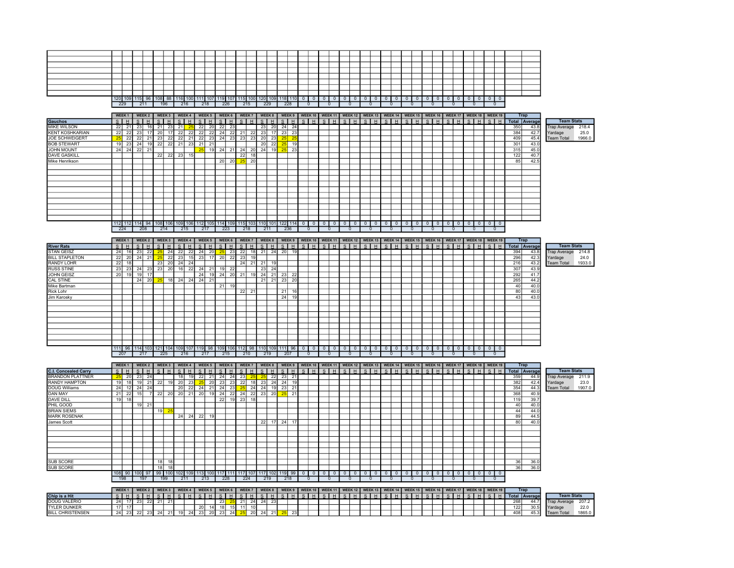| | WEEK 1 | | WEEK 2 | | WEEK 3 | | WEEK 4 | | WEEK 5 | | WEEK 6 | | WEEK 7 | | WEEK 8 | | WEEK 9 | | WEEK 10 | | WEEK 11 | | WEEK 12 | | WEEK 13 | | WEEK 14 | | WEEK 15 | | WEEK 16 | | WEEK 17 | | WEEK 18 | | WEEK 19 | |
|---|---|---|---|---|---|---|---|---|---|---|---|---|---|---|---|---|---|---|---|---|---|---|---|---|---|---|---|---|---|---|---|---|---|---|---|---|---|---|
| | 120 | 109 | 115 | 96 | 108 | 88 | 116 | 100 | 111 | 107 | 119 | 107 | 115 | 100 | 120 | 109 | 118 | 110 | 0 | 0 | 0 | 0 | 0 | 0 | 0 | 0 | 0 | 0 | 0 | 0 | 0 | 0 | 0 | 0 | 0 | 0 | 0 | 0 |
| | 229 | | 211 | | 196 | | 216 | | 218 | | 226 | | 215 | | 229 | | 228 | | 0 | | 0 | | 0 | | 0 | | 0 | | 0 | | 0 | | 0 | | 0 | | 0 | |

| | WEEK 1 | | WEEK 2 | | WEEK 3 | | WEEK 4 | | WEEK 5 | | WEEK 6 | | WEEK 7 | | WEEK 8 | | WEEK 9 | | WEEK 10 | | WEEK 11 | | WEEK 12 | | WEEK 13 | | WEEK 14 | | WEEK 15 | | WEEK 16 | | WEEK 17 | | WEEK 18 | | WEEK 19 | | Trap | |
|---|---|---|---|---|---|---|---|---|---|---|---|---|---|---|---|---|---|---|---|---|---|---|---|---|---|---|---|---|---|---|---|---|---|---|---|---|---|---|---|---|
| **Gauchos** | S | H | S | H | S | H | S | H | S | H | S | H | S | H | S | H | S | H | S | H | S | H | S | H | S | H | S | H | S | H | S | H | S | H | S | H | S | H | Total | Average |
| MIKE WILSON | 22 | 21 | 23 | 16 | 21 | 23 | 21 | 25 | 22 | 20 | 22 | 23 | | | 23 | 20 | 24 | 24 | | | | | | | | | | | | | | | | | | | | | 350 | 43.8 |
| KENT KOSHKARIAN | 22 | 22 | 23 | 17 | 20 | 17 | 22 | 22 | 22 | 22 | 24 | 22 | 21 | 22 | 23 | 17 | 23 | 23 | | | | | | | | | | | | | | | | | | | | | 384 | 42.7 |
| JOE SCHWEIGERT | 25 | 22 | 22 | 21 | 23 | 22 | 22 | 21 | 22 | 23 | 24 | 23 | 23 | 23 | 20 | 23 | 25 | 25 | | | | | | | | | | | | | | | | | | | | | 409 | 45.4 |
| BOB STEWART | 19 | 23 | 24 | 19 | 22 | 22 | 21 | 23 | 21 | 21 | | | | | 20 | 22 | 25 | 19 | | | | | | | | | | | | | | | | | | | | | 301 | 43.0 |
| JOHN MOUNT | 24 | 24 | 22 | 21 | | | | | 25 | 19 | 24 | 21 | 24 | 20 | 24 | 19 | 25 | 23 | | | | | | | | | | | | | | | | | | | | | 315 | 45.0 |
| DAVE GASKILL | | | | | 22 | 22 | 23 | 15 | | | | | 22 | 18 | | | | | | | | | | | | | | | | | | | | | | | | | 122 | 40.7 |
| Mike Henrikson | | | | | | | | | | | 20 | 20 | 25 | 20 | | | | | | | | | | | | | | | | | | | | | | | | | 85 | 42.5 |
| | 112 | 112 | 114 | 94 | 108 | 106 | 109 | 106 | 112 | 105 | 114 | 109 | 115 | 103 | 110 | 101 | 122 | 114 | 0 | 0 | 0 | 0 | 0 | 0 | 0 | 0 | 0 | 0 | 0 | 0 | 0 | 0 | 0 | 0 | 0 | 0 | 0 | 0 | | |
| | 224 | | 208 | | 214 | | 215 | | 217 | | 223 | | 218 | | 211 | | 236 | | 0 | | 0 | | 0 | | 0 | | 0 | | 0 | | 0 | | 0 | | 0 | | 0 | | | |

| Team Stats | |
|---|---|
| Trap Average | 218.4 |
| Yardage | 25.0 |
| Team Total | 1966.0 |

| | WEEK 1 | | WEEK 2 | | WEEK 3 | | WEEK 4 | | WEEK 5 | | WEEK 6 | | WEEK 7 | | WEEK 8 | | WEEK 9 | | WEEK 10 | | WEEK 11 | | WEEK 12 | | WEEK 13 | | WEEK 14 | | WEEK 15 | | WEEK 16 | | WEEK 17 | | WEEK 18 | | WEEK 19 | | Trap | |
|---|---|---|---|---|---|---|---|---|---|---|---|---|---|---|---|---|---|---|---|---|---|---|---|---|---|---|---|---|---|---|---|---|---|---|---|---|---|---|---|---|
| **River Rats** | S | H | S | H | S | H | S | H | S | H | S | H | S | H | S | H | S | H | S | H | S | H | S | H | S | H | S | H | S | H | S | H | S | H | S | H | S | H | Total | Average |
| STAN GEISZ | 24 | 16 | 23 | 22 | 25 | 24 | 22 | 24 | 24 | 20 | 25 | 23 | 22 | 18 | 21 | 24 | 20 | 19 | | | | | | | | | | | | | | | | | | | | | 394 | 43.8 |
| BILL STAPLETON | 22 | 20 | 24 | 21 | 25 | 22 | 23 | 15 | 23 | 17 | 20 | 22 | 23 | 19 | | | | | | | | | | | | | | | | | | | | | | | | | 296 | 42.3 |
| RANDY LOHR | 22 | 18 | | | 23 | 20 | 24 | 24 | | | | | 24 | 21 | 21 | 19 | | | | | | | | | | | | | | | | | | | | | | | 216 | 43.2 |
| RUSS STINE | 23 | 23 | 24 | 23 | 23 | 20 | 16 | 22 | 24 | 21 | 19 | 22 | | | 23 | 24 | | | | | | | | | | | | | | | | | | | | | | | 307 | 43.9 |
| JOHN GEISZ | 20 | 19 | 19 | 17 | | | | | 24 | 19 | 24 | 20 | 21 | 19 | 24 | 21 | 23 | 22 | | | | | | | | | | | | | | | | | | | | | 292 | 41.7 |
| CAL STINE | | | 24 | 20 | 25 | 18 | 24 | 24 | 24 | 21 | | | | | 21 | 21 | 23 | 20 | | | | | | | | | | | | | | | | | | | | | 265 | 44.2 |
| Mike Bartman | | | | | | | | | | | 21 | 19 | | | | | | | | | | | | | | | | | | | | | | | | | | | 40 | 40.0 |
| Rick Lohr | | | | | | | | | | | | | 22 | 21 | | | 21 | 16 | | | | | | | | | | | | | | | | | | | | | 80 | 40.0 |
| Jim Karosky | | | | | | | | | | | | | | | | | 24 | 19 | | | | | | | | | | | | | | | | | | | | | 43 | 43.0 |
| | 111 | 96 | 114 | 103 | 121 | 104 | 109 | 107 | 119 | 98 | 109 | 106 | 112 | 98 | 110 | 109 | 111 | 96 | 0 | 0 | 0 | 0 | 0 | 0 | 0 | 0 | 0 | 0 | 0 | 0 | 0 | 0 | 0 | 0 | 0 | 0 | 0 | 0 | | |
| | 207 | | 217 | | 225 | | 216 | | 217 | | 215 | | 210 | | 219 | | 207 | | 0 | | 0 | | 0 | | 0 | | 0 | | 0 | | 0 | | 0 | | 0 | | 0 | | | |

| Team Stats | |
|---|---|
| Trap Average | 214.8 |
| Yardage | 24.0 |
| Team Total | 1933.0 |

| | WEEK 1 | | WEEK 2 | | WEEK 3 | | WEEK 4 | | WEEK 5 | | WEEK 6 | | WEEK 7 | | WEEK 8 | | WEEK 9 | | WEEK 10 | | WEEK 11 | | WEEK 12 | | WEEK 13 | | WEEK 14 | | WEEK 15 | | WEEK 16 | | WEEK 17 | | WEEK 18 | | WEEK 19 | | Trap | |
|---|---|---|---|---|---|---|---|---|---|---|---|---|---|---|---|---|---|---|---|---|---|---|---|---|---|---|---|---|---|---|---|---|---|---|---|---|---|---|---|---|
| **C.I. Concealed Carry** | S | H | S | H | S | H | S | H | S | H | S | H | S | H | S | H | S | H | S | H | S | H | S | H | S | H | S | H | S | H | S | H | S | H | S | H | S | H | Total | Average |
| BRANDON PLATTNER | 25 | 20 | 23 | 24 | | | 18 | 19 | 22 | 21 | 24 | 24 | 23 | 25 | 25 | 22 | 23 | 21 | | | | | | | | | | | | | | | | | | | | | 359 | 44.9 |
| RANDY HAMPTON | 19 | 18 | 19 | 21 | 22 | 19 | 20 | 23 | 25 | 20 | 23 | 23 | 22 | 18 | 23 | 24 | 24 | 19 | | | | | | | | | | | | | | | | | | | | | 382 | 42.4 |
| DOUG Williams | 24 | 12 | 24 | 24 | | | 20 | 22 | 24 | 21 | 24 | 23 | 25 | 24 | 24 | 19 | 23 | 21 | | | | | | | | | | | | | | | | | | | | | 354 | 44.3 |
| DAN MAY | 21 | 22 | 15 | 7 | 22 | 20 | 20 | 21 | 20 | 19 | 24 | 22 | 24 | 22 | 23 | 20 | 25 | 21 | | | | | | | | | | | | | | | | | | | | | 368 | 40.9 |
| DAVE DILL | 19 | 18 | | | | | | | | | 22 | 19 | 23 | 18 | | | | | | | | | | | | | | | | | | | | | | | | | 119 | 39.7 |
| PHIL GOOD | | | 19 | 21 | | | | | | | | | | | | | | | | | | | | | | | | | | | | | | | | | | | 40 | 40.0 |
| BRIAN SIEMS | | | | | 19 | 25 | | | | | | | | | | | | | | | | | | | | | | | | | | | | | | | | | 44 | 44.0 |
| MARK ROSENAK | | | | | | | 24 | 24 | 22 | 19 | | | | | | | | | | | | | | | | | | | | | | | | | | | | | 89 | 44.5 |
| James Scott | | | | | | | | | | | | | | | 22 | 17 | 24 | 17 | | | | | | | | | | | | | | | | | | | | | 80 | 40.0 |
| SUB SCORE | | | | | 18 | 18 | | | | | | | | | | | | | | | | | | | | | | | | | | | | | | | | | 36 | 36.0 |
| SUB SCORE | | | | | 18 | 18 | | | | | | | | | | | | | | | | | | | | | | | | | | | | | | | | | 36 | 36.0 |
| | 108 | 90 | 100 | 97 | 99 | 100 | 102 | 109 | 113 | 100 | 117 | 111 | 117 | 107 | 117 | 102 | 119 | 99 | 0 | 0 | 0 | 0 | 0 | 0 | 0 | 0 | 0 | 0 | 0 | 0 | 0 | 0 | 0 | 0 | 0 | 0 | 0 | 0 | | |
| | 198 | | 197 | | 199 | | 211 | | 213 | | 228 | | 224 | | 219 | | 218 | | 0 | | 0 | | 0 | | 0 | | 0 | | 0 | | 0 | | 0 | | 0 | | 0 | | | |

| Team Stats | |
|---|---|
| Trap Average | 211.9 |
| Yardage | 23.0 |
| Team Total | 1907.0 |

| | WEEK 1 | | WEEK 2 | | WEEK 3 | | WEEK 4 | | WEEK 5 | | WEEK 6 | | WEEK 7 | | WEEK 8 | | WEEK 9 | | WEEK 10 | | WEEK 11 | | WEEK 12 | | WEEK 13 | | WEEK 14 | | WEEK 15 | | WEEK 16 | | WEEK 17 | | WEEK 18 | | WEEK 19 | | Trap | |
|---|---|---|---|---|---|---|---|---|---|---|---|---|---|---|---|---|---|---|---|---|---|---|---|---|---|---|---|---|---|---|---|---|---|---|---|---|---|---|---|---|
| **Chip is a Hit** | S | H | S | H | S | H | S | H | S | H | S | H | S | H | S | H | S | H | S | H | S | H | S | H | S | H | S | H | S | H | S | H | S | H | S | H | S | H | Total | Average |
| DOUG VALERIO | 24 | 17 | 23 | 22 | 21 | 21 | | | | | 23 | 25 | 21 | 24 | 24 | 23 | | | | | | | | | | | | | | | | | | | | | | | 268 | 44.7 |
| TYLER DUNKER | 17 | 17 | | | | | | | 20 | 14 | 18 | 15 | 11 | 10 | | | | | | | | | | | | | | | | | | | | | | | | | 122 | 30.5 |
| BILL CHRISTENSEN | 24 | 23 | 22 | 23 | 24 | 21 | 19 | 24 | 23 | 20 | 23 | 24 | 25 | 20 | 24 | 21 | 25 | 23 | | | | | | | | | | | | | | | | | | | | | 408 | 45.3 |

| Team Stats | |
|---|---|
| Trap Average | 207.2 |
| Yardage | 22.0 |
| Team Total | 1865.0 |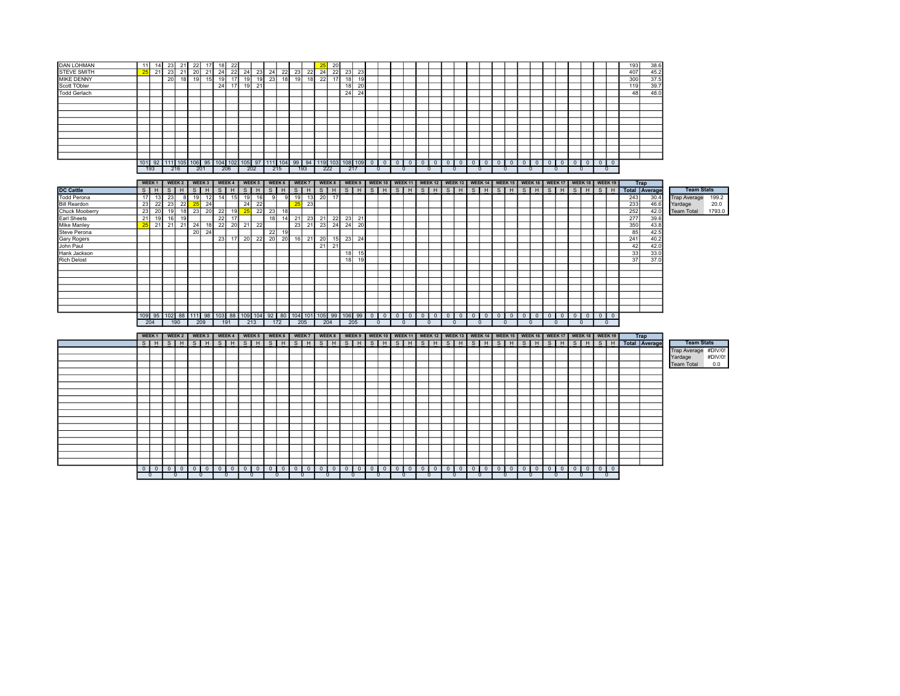| | | | | | | | | | | | | | | | | | | | | | | | | | | | | | | | | | | | | | | | | |
|---|---|---|---|---|---|---|---|---|---|---|---|---|---|---|---|---|---|---|---|---|---|---|---|---|---|---|---|---|---|---|---|---|---|---|---|---|---|---|---|---|
| DAN LOHMAN | 11 | 14 | 23 | 21 | 22 | 17 | 18 | 22 | | | | | | | 25 | 20 | | | | | | | | | | | | | | | | | | | | | | | 193 | 38.6 |
| STEVE SMITH | 25 | 21 | 23 | 21 | 20 | 21 | 24 | 22 | 24 | 23 | 24 | 22 | 23 | 22 | 24 | 22 | 23 | 23 | | | | | | | | | | | | | | | | | | | | | 407 | 45.2 |
| MIKE DENNY | | | 20 | 18 | 19 | 15 | 19 | 17 | 19 | 19 | 23 | 18 | 19 | 18 | 22 | 17 | 18 | 19 | | | | | | | | | | | | | | | | | | | | | 300 | 37.5 |
| Scott TObler | | | | | | | 24 | 17 | 19 | 21 | | | | | | | 18 | 20 | | | | | | | | | | | | | | | | | | | | | 119 | 39.7 |
| Todd Gerlach | | | | | | | | | | | | | | | | | 24 | 24 | | | | | | | | | | | | | | | | | | | | | 48 | 48.0 |
| | 101 | 92 | 111 | 105 | 106 | 95 | 104 | 102 | 105 | 97 | 111 | 104 | 99 | 94 | 119 | 103 | 108 | 109 | 0 | 0 | 0 | 0 | 0 | 0 | 0 | 0 | 0 | 0 | 0 | 0 | 0 | 0 | 0 | 0 | 0 | 0 | 0 | 0 | | |
| | 193 | | 216 | | 201 | | 206 | | 202 | | 215 | | 193 | | 222 | | 217 | | 0 | | 0 | | 0 | | 0 | | 0 | | 0 | | 0 | | 0 | | 0 | | 0 | | | |

| | WEEK 1 | | WEEK 2 | | WEEK 3 | | WEEK 4 | | WEEK 5 | | WEEK 6 | | WEEK 7 | | WEEK 8 | | WEEK 9 | | WEEK 10 | | WEEK 11 | | WEEK 12 | | WEEK 13 | | WEEK 14 | | WEEK 15 | | WEEK 16 | | WEEK 17 | | WEEK 18 | | WEEK 19 | | Trap | |
|---|---|---|---|---|---|---|---|---|---|---|---|---|---|---|---|---|---|---|---|---|---|---|---|---|---|---|---|---|---|---|---|---|---|---|---|---|---|---|---|---|
| **DC Cattle** | S | H | S | H | S | H | S | H | S | H | S | H | S | H | S | H | S | H | S | H | S | H | S | H | S | H | S | H | S | H | S | H | S | H | S | H | S | H | Total | Average |
| Todd Perona | 17 | 13 | 23 | 8 | 19 | 12 | 14 | 15 | 19 | 16 | 9 | 9 | 19 | 13 | 20 | 17 | | | | | | | | | | | | | | | | | | | | | | | 243 | 30.4 |
| Bill Reardon | 23 | 22 | 23 | 22 | 25 | 24 | | | 24 | 22 | | | 25 | 23 | | | | | | | | | | | | | | | | | | | | | | | | | 233 | 46.6 |
| Chuck Mooberry | 23 | 20 | 19 | 18 | 23 | 20 | 22 | 19 | 25 | 22 | 23 | 18 | | | | | | | | | | | | | | | | | | | | | | | | | | | 252 | 42.0 |
| Earl Sheets | 21 | 19 | 16 | 19 | | | 22 | 17 | | | 18 | 14 | 21 | 23 | 21 | 22 | 23 | 21 | | | | | | | | | | | | | | | | | | | | | 277 | 39.6 |
| Mike Manley | 25 | 21 | 21 | 21 | 24 | 18 | 22 | 20 | 21 | 22 | | | 23 | 21 | 23 | 24 | 24 | 20 | | | | | | | | | | | | | | | | | | | | | 350 | 43.8 |
| Steve Perona | | | | | 20 | 24 | | | | | 22 | 19 | | | | | | | | | | | | | | | | | | | | | | | | | | | 85 | 42.5 |
| Gary Rogers | | | | | | | 23 | 17 | 20 | 22 | 20 | 20 | 16 | 21 | 20 | 15 | 23 | 24 | | | | | | | | | | | | | | | | | | | | | 241 | 40.2 |
| John Paul | | | | | | | | | | | | | | | 21 | 21 | | | | | | | | | | | | | | | | | | | | | | | 42 | 42.0 |
| Hank Jackson | | | | | | | | | | | | | | | | | 18 | 15 | | | | | | | | | | | | | | | | | | | | | 33 | 33.0 |
| Rich Delost | | | | | | | | | | | | | | | | | 18 | 19 | | | | | | | | | | | | | | | | | | | | | 37 | 37.0 |
| | 109 | 95 | 102 | 88 | 111 | 98 | 103 | 88 | 109 | 104 | 92 | 80 | 104 | 101 | 105 | 99 | 106 | 99 | 0 | 0 | 0 | 0 | 0 | 0 | 0 | 0 | 0 | 0 | 0 | 0 | 0 | 0 | 0 | 0 | 0 | 0 | 0 | 0 | | |
| | 204 | | 190 | | 209 | | 191 | | 213 | | 172 | | 205 | | 204 | | 205 | | 0 | | 0 | | 0 | | 0 | | 0 | | 0 | | 0 | | 0 | | 0 | | 0 | | | |

| Team Stats | |
|---|---|
| Trap Average | 199.2 |
| Yardage | 20.0 |
| Team Total | 1793.0 |

| | WEEK 1 | | WEEK 2 | | WEEK 3 | | WEEK 4 | | WEEK 5 | | WEEK 6 | | WEEK 7 | | WEEK 8 | | WEEK 9 | | WEEK 10 | | WEEK 11 | | WEEK 12 | | WEEK 13 | | WEEK 14 | | WEEK 15 | | WEEK 16 | | WEEK 17 | | WEEK 18 | | WEEK 19 | | Trap | |
|---|---|---|---|---|---|---|---|---|---|---|---|---|---|---|---|---|---|---|---|---|---|---|---|---|---|---|---|---|---|---|---|---|---|---|---|---|---|---|---|---|
| | S | H | S | H | S | H | S | H | S | H | S | H | S | H | S | H | S | H | S | H | S | H | S | H | S | H | S | H | S | H | S | H | S | H | S | H | S | H | Total | Average |
| | 0 | 0 | 0 | 0 | 0 | 0 | 0 | 0 | 0 | 0 | 0 | 0 | 0 | 0 | 0 | 0 | 0 | 0 | 0 | 0 | 0 | 0 | 0 | 0 | 0 | 0 | 0 | 0 | 0 | 0 | 0 | 0 | 0 | 0 | 0 | 0 | 0 | 0 | | |
| | 0 | | 0 | | 0 | | 0 | | 0 | | 0 | | 0 | | 0 | | 0 | | 0 | | 0 | | 0 | | 0 | | 0 | | 0 | | 0 | | 0 | | 0 | | 0 | | | |

| Team Stats | |
|---|---|
| Trap Average | #DIV/0! |
| Yardage | #DIV/0! |
| Team Total | 0.0 |